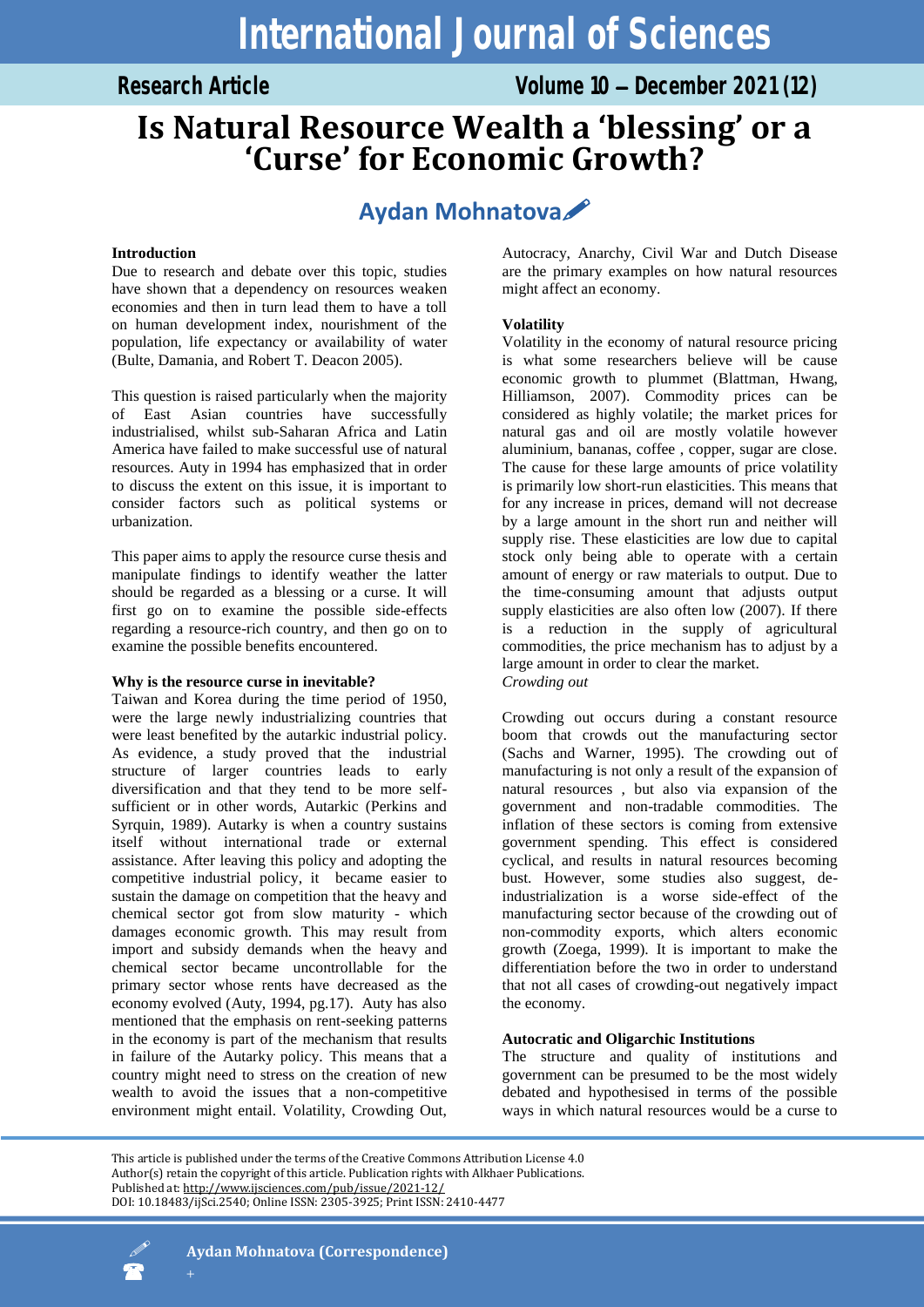# Is Natural Resource Wealth a 'blessing' or a 'Curse' for Economic Growth?

**Aydan Mohnatova**

## Introduction

Due to research and debate over this topic, studies have shown that a dependency on resources weaken economies and then in turn lead them to have a toll on human development index, nourishment of the population, life expectancy or availability of water (Bulte, Damania, and Robert T. Deacon 2005).

This question is raised particularly when the majority of East Asian countries have successfully industrialised, whilst sub-Saharan Africa and Latin America have failed to make successful use of natural resources. Auty in 1994 has emphasized that in order to discuss the extent on this issue, it is important to consider factors such as political systems or urbanization.

This paper aims to apply the resource curse thesis and manipulate findings to identify weather the latter should be regarded as a blessing or a curse. It will first go on to examine the possible side-effects regarding a resource-rich country, and then go on to examine the possible benefits encountered.

## Why is the resource curse in inevitable?

Taiwan and Korea during the time period of 1950, were the large newly industrializing countries that were least benefited by the autarkic industrial policy. As evidence, a study proved that the industrial structure of larger countries leads to early diversification and that they tend to be more self-sufficient or in other words, Autarkic (Perkins and Syrquin, 1989). Autarky is when a country sustains itself without international trade or external assistance. After leaving this policy and adopting the competitive industrial policy, it became easier to sustain the damage on competition that the heavy and chemical sector got from slow maturity - which damages economic growth. This may result from import and subsidy demands when the heavy and chemical sector became uncontrollable for the primary sector whose rents have decreased as the economy evolved (Auty, 1994, pg.17). Auty has also mentioned that the emphasis on rent-seeking patterns in the economy is part of the mechanism that results in failure of the Autarky policy. This means that a country might need to stress on the creation of new wealth to avoid the issues that a non-competitive environment might entail. Volatility, Crowding Out, Autocracy, Anarchy, Civil War and Dutch Disease are the primary examples on how natural resources might affect an economy.

## Volatility

Volatility in the economy of natural resource pricing is what some researchers believe will be cause economic growth to plummet (Blattman, Hwang, Hilliamson, 2007). Commodity prices can be considered as highly volatile; the market prices for natural gas and oil are mostly volatile however aluminium, bananas, coffee , copper, sugar are close. The cause for these large amounts of price volatility is primarily low short-run elasticities. This means that for any increase in prices, demand will not decrease by a large amount in the short run and neither will supply rise. These elasticities are low due to capital stock only being able to operate with a certain amount of energy or raw materials to output. Due to the time-consuming amount that adjusts output supply elasticities are also often low (2007). If there is a reduction in the supply of agricultural commodities, the price mechanism has to adjust by a large amount in order to clear the market.

*Crowding out*

Crowding out occurs during a constant resource boom that crowds out the manufacturing sector (Sachs and Warner, 1995). The crowding out of manufacturing is not only a result of the expansion of natural resources , but also via expansion of the government and non-tradable commodities. The inflation of these sectors is coming from extensive government spending. This effect is considered cyclical, and results in natural resources becoming bust. However, some studies also suggest, de-industrialization is a worse side-effect of the manufacturing sector because of the crowding out of non-commodity exports, which alters economic growth (Zoega, 1999). It is important to make the differentiation before the two in order to understand that not all cases of crowding-out negatively impact the economy.

## Autocratic and Oligarchic Institutions

The structure and quality of institutions and government can be presumed to be the most widely debated and hypothesised in terms of the possible ways in which natural resources would be a curse to

This article is published under the terms of the Creative Commons Attribution License 4.0
Author(s) retain the copyright of this article. Publication rights with Alkhaer Publications.
Published at: http://www.ijsciences.com/pub/issue/2021-12/
DOI: 10.18483/ijSci.2540; Online ISSN: 2305-3925; Print ISSN: 2410-4477

**Aydan Mohnatova (Correspondence)**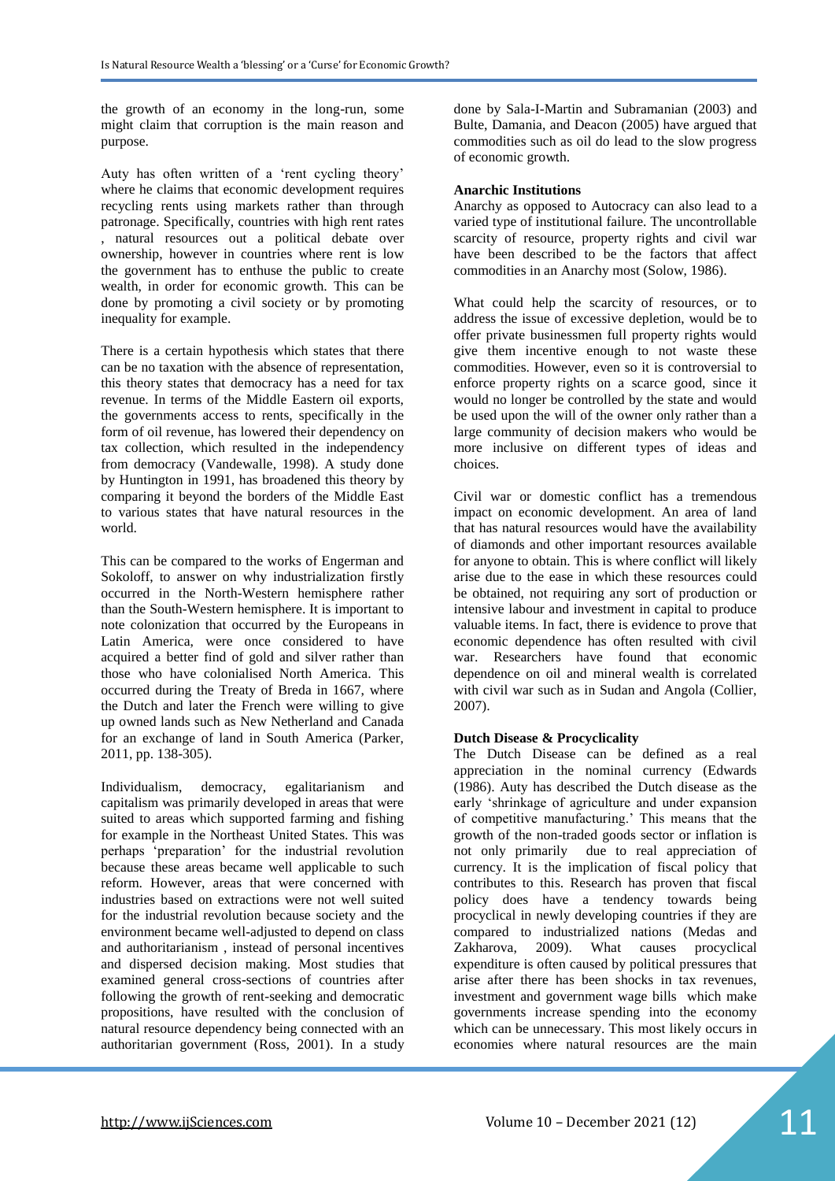the growth of an economy in the long-run, some might claim that corruption is the main reason and purpose.

Auty has often written of a 'rent cycling theory' where he claims that economic development requires recycling rents using markets rather than through patronage. Specifically, countries with high rent rates , natural resources out a political debate over ownership, however in countries where rent is low the government has to enthuse the public to create wealth, in order for economic growth. This can be done by promoting a civil society or by promoting inequality for example.

There is a certain hypothesis which states that there can be no taxation with the absence of representation, this theory states that democracy has a need for tax revenue. In terms of the Middle Eastern oil exports, the governments access to rents, specifically in the form of oil revenue, has lowered their dependency on tax collection, which resulted in the independency from democracy (Vandewalle, 1998). A study done by Huntington in 1991, has broadened this theory by comparing it beyond the borders of the Middle East to various states that have natural resources in the world.

This can be compared to the works of Engerman and Sokoloff, to answer on why industrialization firstly occurred in the North-Western hemisphere rather than the South-Western hemisphere. It is important to note colonization that occurred by the Europeans in Latin America, were once considered to have acquired a better find of gold and silver rather than those who have colonialised North America. This occurred during the Treaty of Breda in 1667, where the Dutch and later the French were willing to give up owned lands such as New Netherland and Canada for an exchange of land in South America (Parker, 2011, pp. 138-305).

Individualism, democracy, egalitarianism and capitalism was primarily developed in areas that were suited to areas which supported farming and fishing for example in the Northeast United States. This was perhaps 'preparation' for the industrial revolution because these areas became well applicable to such reform. However, areas that were concerned with industries based on extractions were not well suited for the industrial revolution because society and the environment became well-adjusted to depend on class and authoritarianism , instead of personal incentives and dispersed decision making. Most studies that examined general cross-sections of countries after following the growth of rent-seeking and democratic propositions, have resulted with the conclusion of natural resource dependency being connected with an authoritarian government (Ross, 2001). In a study done by Sala-I-Martin and Subramanian (2003) and Bulte, Damania, and Deacon (2005) have argued that commodities such as oil do lead to the slow progress of economic growth.

**Anarchic Institutions**

Anarchy as opposed to Autocracy can also lead to a varied type of institutional failure. The uncontrollable scarcity of resource, property rights and civil war have been described to be the factors that affect commodities in an Anarchy most (Solow, 1986).

What could help the scarcity of resources, or to address the issue of excessive depletion, would be to offer private businessmen full property rights would give them incentive enough to not waste these commodities. However, even so it is controversial to enforce property rights on a scarce good, since it would no longer be controlled by the state and would be used upon the will of the owner only rather than a large community of decision makers who would be more inclusive on different types of ideas and choices.

Civil war or domestic conflict has a tremendous impact on economic development. An area of land that has natural resources would have the availability of diamonds and other important resources available for anyone to obtain. This is where conflict will likely arise due to the ease in which these resources could be obtained, not requiring any sort of production or intensive labour and investment in capital to produce valuable items. In fact, there is evidence to prove that economic dependence has often resulted with civil war. Researchers have found that economic dependence on oil and mineral wealth is correlated with civil war such as in Sudan and Angola (Collier, 2007).

**Dutch Disease & Procyclicality**

The Dutch Disease can be defined as a real appreciation in the nominal currency (Edwards (1986). Auty has described the Dutch disease as the early 'shrinkage of agriculture and under expansion of competitive manufacturing.' This means that the growth of the non-traded goods sector or inflation is not only primarily due to real appreciation of currency. It is the implication of fiscal policy that contributes to this. Research has proven that fiscal policy does have a tendency towards being procyclical in newly developing countries if they are compared to industrialized nations (Medas and Zakharova, 2009). What causes procyclical expenditure is often caused by political pressures that arise after there has been shocks in tax revenues, investment and government wage bills which make governments increase spending into the economy which can be unnecessary. This most likely occurs in economies where natural resources are the main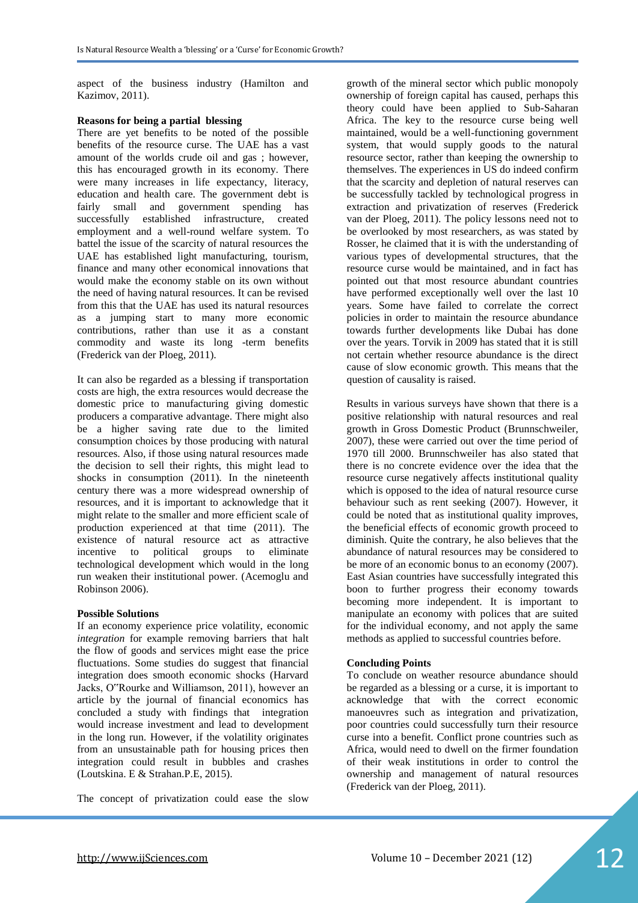aspect of the business industry (Hamilton and Kazimov, 2011).

**Reasons for being a partial blessing**

There are yet benefits to be noted of the possible benefits of the resource curse. The UAE has a vast amount of the worlds crude oil and gas ; however, this has encouraged growth in its economy. There were many increases in life expectancy, literacy, education and health care. The government debt is fairly small and government spending has successfully established infrastructure, created employment and a well-round welfare system. To battel the issue of the scarcity of natural resources the UAE has established light manufacturing, tourism, finance and many other economical innovations that would make the economy stable on its own without the need of having natural resources. It can be revised from this that the UAE has used its natural resources as a jumping start to many more economic contributions, rather than use it as a constant commodity and waste its long -term benefits (Frederick van der Ploeg, 2011).

It can also be regarded as a blessing if transportation costs are high, the extra resources would decrease the domestic price to manufacturing giving domestic producers a comparative advantage. There might also be a higher saving rate due to the limited consumption choices by those producing with natural resources. Also, if those using natural resources made the decision to sell their rights, this might lead to shocks in consumption (2011). In the nineteenth century there was a more widespread ownership of resources, and it is important to acknowledge that it might relate to the smaller and more efficient scale of production experienced at that time (2011). The existence of natural resource act as attractive incentive to political groups to eliminate technological development which would in the long run weaken their institutional power. (Acemoglu and Robinson 2006).

**Possible Solutions**

If an economy experience price volatility, economic *integration* for example removing barriers that halt the flow of goods and services might ease the price fluctuations. Some studies do suggest that financial integration does smooth economic shocks (Harvard Jacks, O"Rourke and Williamson, 2011), however an article by the journal of financial economics has concluded a study with findings that integration would increase investment and lead to development in the long run. However, if the volatility originates from an unsustainable path for housing prices then integration could result in bubbles and crashes (Loutskina. E & Strahan.P.E, 2015).

The concept of privatization could ease the slow growth of the mineral sector which public monopoly ownership of foreign capital has caused, perhaps this theory could have been applied to Sub-Saharan Africa. The key to the resource curse being well maintained, would be a well-functioning government system, that would supply goods to the natural resource sector, rather than keeping the ownership to themselves. The experiences in US do indeed confirm that the scarcity and depletion of natural reserves can be successfully tackled by technological progress in extraction and privatization of reserves (Frederick van der Ploeg, 2011). The policy lessons need not to be overlooked by most researchers, as was stated by Rosser, he claimed that it is with the understanding of various types of developmental structures, that the resource curse would be maintained, and in fact has pointed out that most resource abundant countries have performed exceptionally well over the last 10 years. Some have failed to correlate the correct policies in order to maintain the resource abundance towards further developments like Dubai has done over the years. Torvik in 2009 has stated that it is still not certain whether resource abundance is the direct cause of slow economic growth. This means that the question of causality is raised.

Results in various surveys have shown that there is a positive relationship with natural resources and real growth in Gross Domestic Product (Brunnschweiler, 2007), these were carried out over the time period of 1970 till 2000. Brunnschweiler has also stated that there is no concrete evidence over the idea that the resource curse negatively affects institutional quality which is opposed to the idea of natural resource curse behaviour such as rent seeking (2007). However, it could be noted that as institutional quality improves, the beneficial effects of economic growth proceed to diminish. Quite the contrary, he also believes that the abundance of natural resources may be considered to be more of an economic bonus to an economy (2007). East Asian countries have successfully integrated this boon to further progress their economy towards becoming more independent. It is important to manipulate an economy with polices that are suited for the individual economy, and not apply the same methods as applied to successful countries before.

**Concluding Points**

To conclude on weather resource abundance should be regarded as a blessing or a curse, it is important to acknowledge that with the correct economic manoeuvres such as integration and privatization, poor countries could successfully turn their resource curse into a benefit. Conflict prone countries such as Africa, would need to dwell on the firmer foundation of their weak institutions in order to control the ownership and management of natural resources (Frederick van der Ploeg, 2011).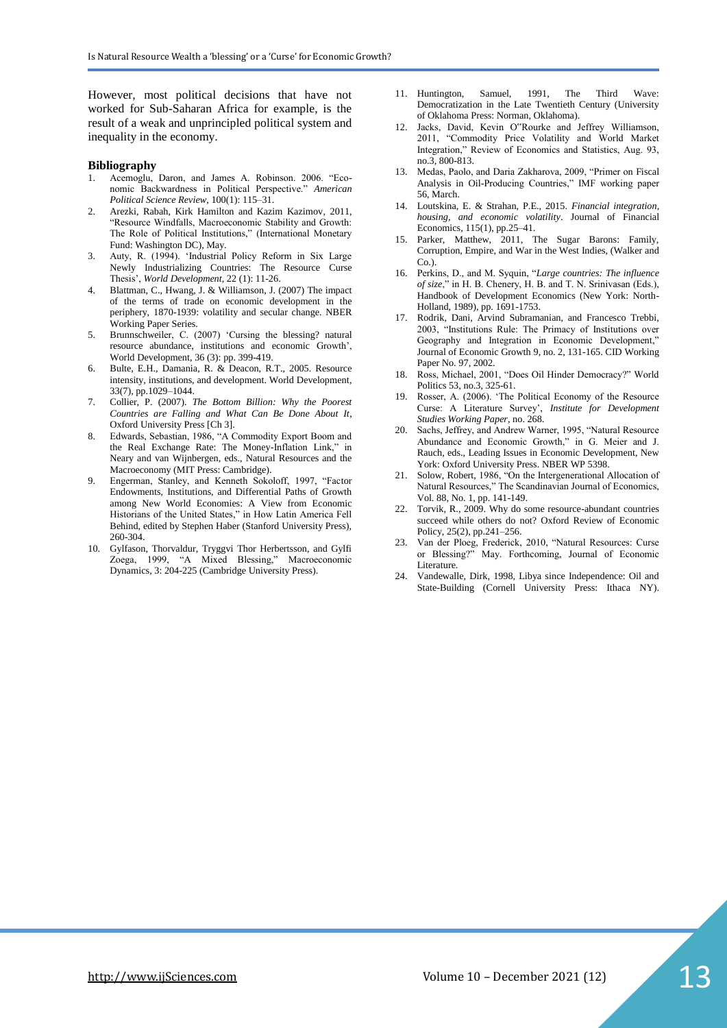However, most political decisions that have not worked for Sub-Saharan Africa for example, is the result of a weak and unprincipled political system and inequality in the economy.

## Bibliography

1. Acemoglu, Daron, and James A. Robinson. 2006. "Economic Backwardness in Political Perspective." *American Political Science Review*, 100(1): 115–31.
2. Arezki, Rabah, Kirk Hamilton and Kazim Kazimov, 2011, "Resource Windfalls, Macroeconomic Stability and Growth: The Role of Political Institutions," (International Monetary Fund: Washington DC), May.
3. Auty, R. (1994). 'Industrial Policy Reform in Six Large Newly Industrializing Countries: The Resource Curse Thesis', *World Development,* 22 (1): 11-26.
4. Blattman, C., Hwang, J. & Williamson, J. (2007) The impact of the terms of trade on economic development in the periphery, 1870-1939: volatility and secular change. NBER Working Paper Series.
5. Brunnschweiler, C. (2007) 'Cursing the blessing? natural resource abundance, institutions and economic Growth', World Development, 36 (3): pp. 399-419.
6. Bulte, E.H., Damania, R. & Deacon, R.T., 2005. Resource intensity, institutions, and development. World Development, 33(7), pp.1029–1044.
7. Collier, P. (2007). *The Bottom Billion: Why the Poorest Countries are Falling and What Can Be Done About It*, Oxford University Press [Ch 3].
8. Edwards, Sebastian, 1986, "A Commodity Export Boom and the Real Exchange Rate: The Money-Inflation Link," in Neary and van Wijnbergen, eds., Natural Resources and the Macroeconomy (MIT Press: Cambridge).
9. Engerman, Stanley, and Kenneth Sokoloff, 1997, "Factor Endowments, Institutions, and Differential Paths of Growth among New World Economies: A View from Economic Historians of the United States," in How Latin America Fell Behind, edited by Stephen Haber (Stanford University Press), 260-304.
10. Gylfason, Thorvaldur, Tryggvi Thor Herbertsson, and Gylfi Zoega, 1999, "A Mixed Blessing," Macroeconomic Dynamics, 3: 204-225 (Cambridge University Press).
11. Huntington, Samuel, 1991, The Third Wave: Democratization in the Late Twentieth Century (University of Oklahoma Press: Norman, Oklahoma).
12. Jacks, David, Kevin O"Rourke and Jeffrey Williamson, 2011, "Commodity Price Volatility and World Market Integration," Review of Economics and Statistics, Aug. 93, no.3, 800-813.
13. Medas, Paolo, and Daria Zakharova, 2009, "Primer on Fiscal Analysis in Oil-Producing Countries," IMF working paper 56, March.
14. Loutskina, E. & Strahan, P.E., 2015. *Financial integration, housing, and economic volatility*. Journal of Financial Economics, 115(1), pp.25–41.
15. Parker, Matthew, 2011, The Sugar Barons: Family, Corruption, Empire, and War in the West Indies, (Walker and Co.).
16. Perkins, D., and M. Syquin, "*Large countries: The influence of size*," in H. B. Chenery, H. B. and T. N. Srinivasan (Eds.), Handbook of Development Economics (New York: North-Holland, 1989), pp. 1691-1753.
17. Rodrik, Dani, Arvind Subramanian, and Francesco Trebbi, 2003, "Institutions Rule: The Primacy of Institutions over Geography and Integration in Economic Development," Journal of Economic Growth 9, no. 2, 131-165. CID Working Paper No. 97, 2002.
18. Ross, Michael, 2001, "Does Oil Hinder Democracy?" World Politics 53, no.3, 325-61.
19. Rosser, A. (2006). 'The Political Economy of the Resource Curse: A Literature Survey', *Institute for Development Studies Working Paper*, no. 268.
20. Sachs, Jeffrey, and Andrew Warner, 1995, "Natural Resource Abundance and Economic Growth," in G. Meier and J. Rauch, eds., Leading Issues in Economic Development, New York: Oxford University Press. NBER WP 5398.
21. Solow, Robert, 1986, "On the Intergenerational Allocation of Natural Resources," The Scandinavian Journal of Economics, Vol. 88, No. 1, pp. 141-149.
22. Torvik, R., 2009. Why do some resource-abundant countries succeed while others do not? Oxford Review of Economic Policy, 25(2), pp.241–256.
23. Van der Ploeg, Frederick, 2010, "Natural Resources: Curse or Blessing?" May. Forthcoming, Journal of Economic Literature.
24. Vandewalle, Dirk, 1998, Libya since Independence: Oil and State-Building (Cornell University Press: Ithaca NY).